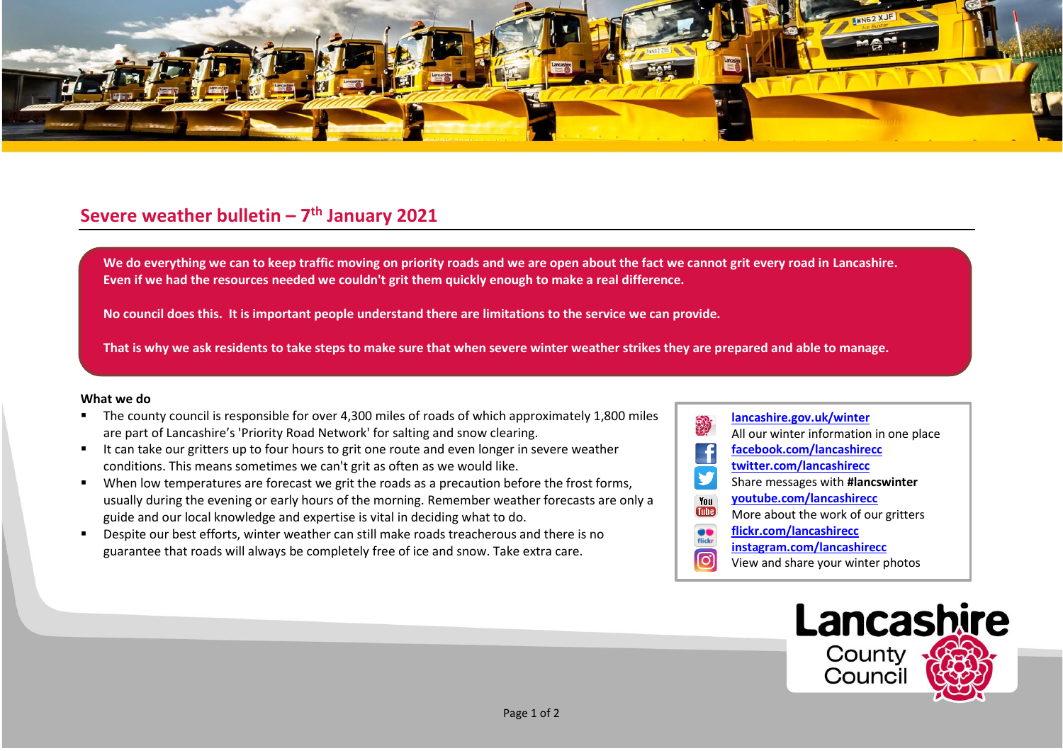## Severe weather bulletin – 7th January 2021

**We do everything we can to keep traffic moving on priority roads and we are open about the fact we cannot grit every road in Lancashire. Even if we had the resources needed we couldn't grit them quickly enough to make a real difference.**

**No council does this. It is important people understand there are limitations to the service we can provide.**

**That is why we ask residents to take steps to make sure that when severe winter weather strikes they are prepared and able to manage.**

**What we do**

- The county council is responsible for over 4,300 miles of roads of which approximately 1,800 miles are part of Lancashire's 'Priority Road Network' for salting and snow clearing.
- It can take our gritters up to four hours to grit one route and even longer in severe weather conditions. This means sometimes we can't grit as often as we would like.
- When low temperatures are forecast we grit the roads as a precaution before the frost forms, usually during the evening or early hours of the morning. Remember weather forecasts are only a guide and our local knowledge and expertise is vital in deciding what to do.
- Despite our best efforts, winter weather can still make roads treacherous and there is no guarantee that roads will always be completely free of ice and snow. Take extra care.

**lancashire.gov.uk/winter**
All our winter information in one place
**facebook.com/lancashirecc**
**twitter.com/lancashirecc**
Share messages with **#lancswinter**
**youtube.com/lancashirecc**
More about the work of our gritters
**flickr.com/lancashirecc**
**instagram.com/lancashirecc**
View and share your winter photos

Lancashire County Council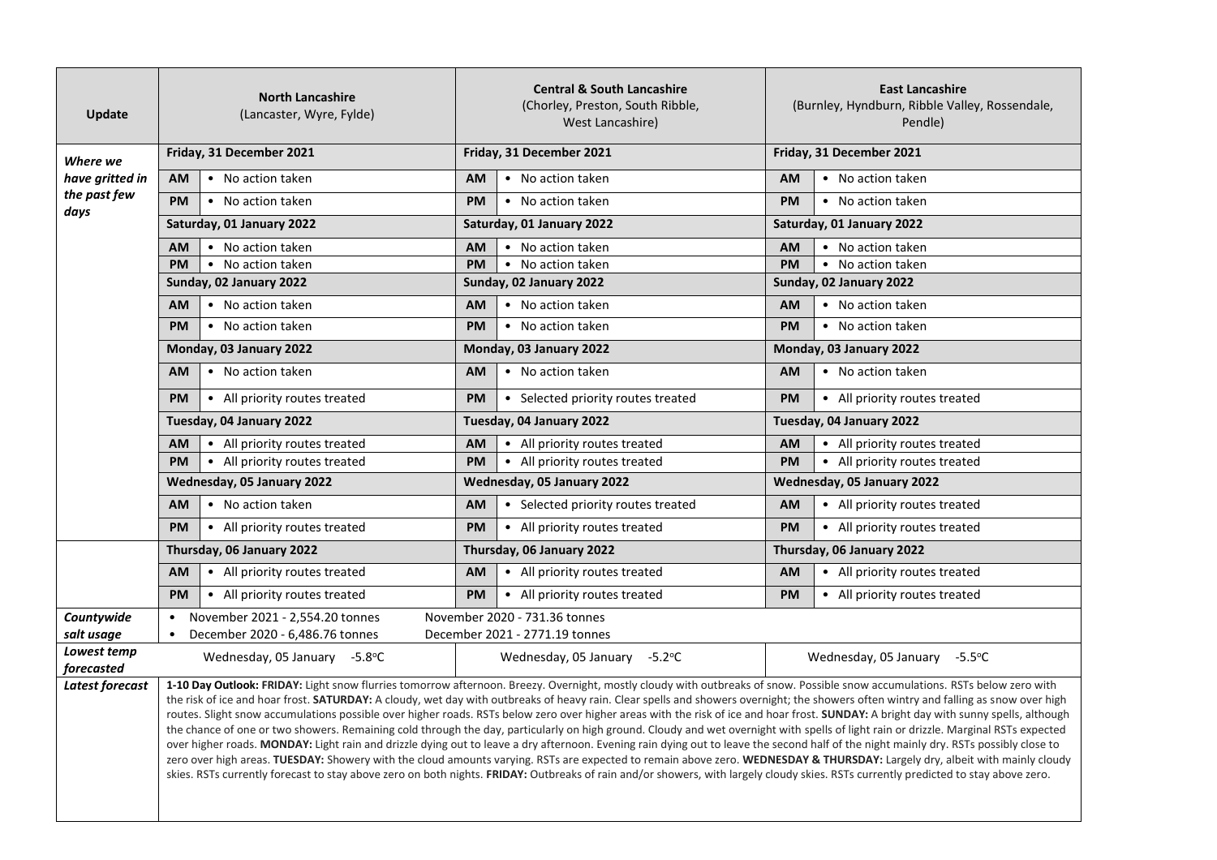| Update | North Lancashire (Lancaster, Wyre, Fylde) | | Central & South Lancashire (Chorley, Preston, South Ribble, West Lancashire) | | East Lancashire (Burnley, Hyndburn, Ribble Valley, Rossendale, Pendle) | |
|---|---|---|---|---|---|---|
| ***Where we have gritted in the past few days*** | **Friday, 31 December 2021** | | **Friday, 31 December 2021** | | **Friday, 31 December 2021** | |
| | **AM** | • No action taken | **AM** | • No action taken | **AM** | • No action taken |
| | **PM** | • No action taken | **PM** | • No action taken | **PM** | • No action taken |
| | **Saturday, 01 January 2022** | | **Saturday, 01 January 2022** | | **Saturday, 01 January 2022** | |
| | **AM** | • No action taken | **AM** | • No action taken | **AM** | • No action taken |
| | **PM** | • No action taken | **PM** | • No action taken | **PM** | • No action taken |
| | **Sunday, 02 January 2022** | | **Sunday, 02 January 2022** | | **Sunday, 02 January 2022** | |
| | **AM** | • No action taken | **AM** | • No action taken | **AM** | • No action taken |
| | **PM** | • No action taken | **PM** | • No action taken | **PM** | • No action taken |
| | **Monday, 03 January 2022** | | **Monday, 03 January 2022** | | **Monday, 03 January 2022** | |
| | **AM** | • No action taken | **AM** | • No action taken | **AM** | • No action taken |
| | **PM** | • All priority routes treated | **PM** | • Selected priority routes treated | **PM** | • All priority routes treated |
| | **Tuesday, 04 January 2022** | | **Tuesday, 04 January 2022** | | **Tuesday, 04 January 2022** | |
| | **AM** | • All priority routes treated | **AM** | • All priority routes treated | **AM** | • All priority routes treated |
| | **PM** | • All priority routes treated | **PM** | • All priority routes treated | **PM** | • All priority routes treated |
| | **Wednesday, 05 January 2022** | | **Wednesday, 05 January 2022** | | **Wednesday, 05 January 2022** | |
| | **AM** | • No action taken | **AM** | • Selected priority routes treated | **AM** | • All priority routes treated |
| | **PM** | • All priority routes treated | **PM** | • All priority routes treated | **PM** | • All priority routes treated |
| | **Thursday, 06 January 2022** | | **Thursday, 06 January 2022** | | **Thursday, 06 January 2022** | |
| | **AM** | • All priority routes treated | **AM** | • All priority routes treated | **AM** | • All priority routes treated |
| | **PM** | • All priority routes treated | **PM** | • All priority routes treated | **PM** | • All priority routes treated |
| ***Countywide salt usage*** | • November 2021 - 2,554.20 tonnes<br>• December 2020 - 6,486.76 tonnes | | November 2020 - 731.36 tonnes<br>December 2021 - 2771.19 tonnes | | | |
| ***Lowest temp forecasted*** | Wednesday, 05 January -5.8°C | | Wednesday, 05 January -5.2°C | | Wednesday, 05 January -5.5°C | |
| ***Latest forecast*** | **1-10 Day Outlook: FRIDAY:** Light snow flurries tomorrow afternoon. Breezy. Overnight, mostly cloudy with outbreaks of snow. Possible snow accumulations. RSTs below zero with the risk of ice and hoar frost. **SATURDAY:** A cloudy, wet day with outbreaks of heavy rain. Clear spells and showers overnight; the showers often wintry and falling as snow over high routes. Slight snow accumulations possible over higher roads. RSTs below zero over higher areas with the risk of ice and hoar frost. **SUNDAY:** A bright day with sunny spells, although the chance of one or two showers. Remaining cold through the day, particularly on high ground. Cloudy and wet overnight with spells of light rain or drizzle. Marginal RSTs expected over higher roads. **MONDAY:** Light rain and drizzle dying out to leave a dry afternoon. Evening rain dying out to leave the second half of the night mainly dry. RSTs possibly close to zero over high areas. **TUESDAY:** Showery with the cloud amounts varying. RSTs are expected to remain above zero. **WEDNESDAY & THURSDAY:** Largely dry, albeit with mainly cloudy skies. RSTs currently forecast to stay above zero on both nights. **FRIDAY:** Outbreaks of rain and/or showers, with largely cloudy skies. RSTs currently predicted to stay above zero. | | | | | |